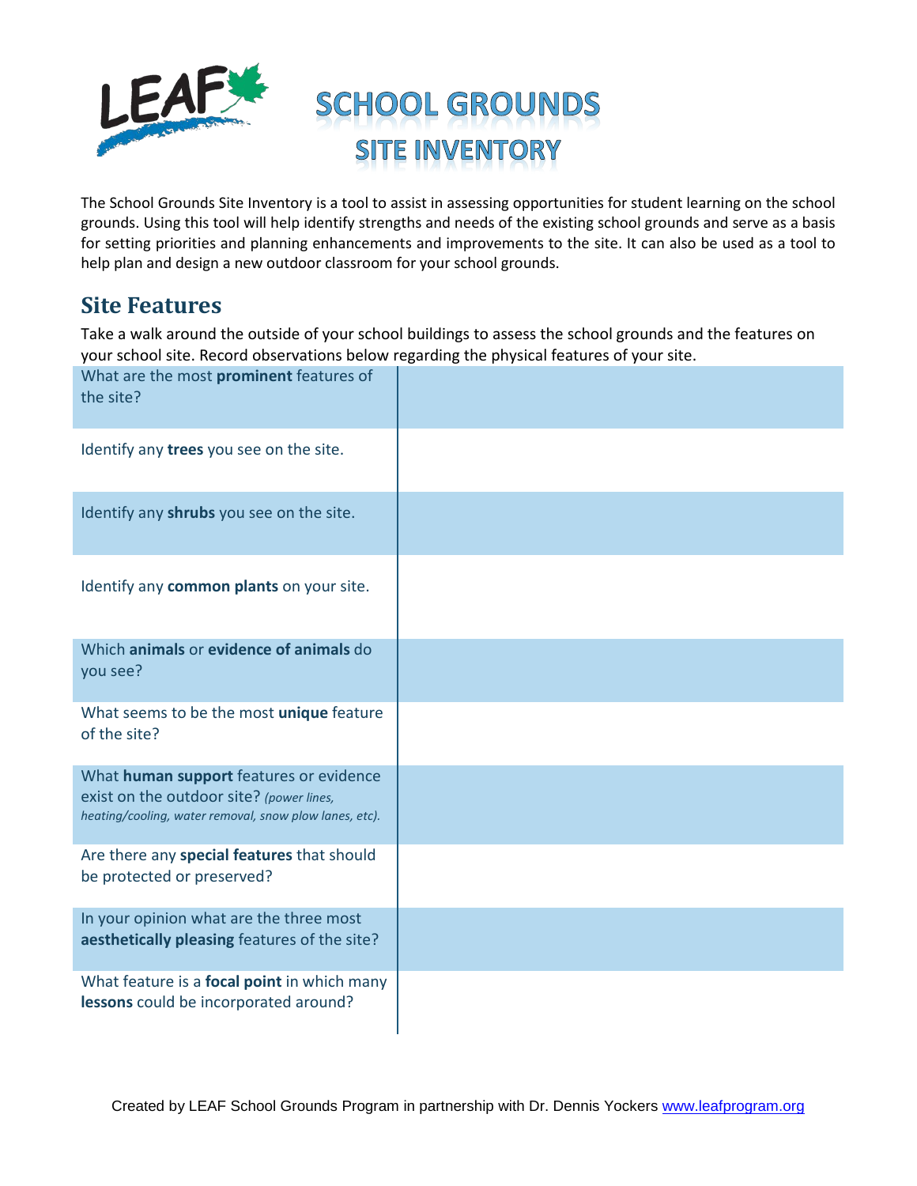# SCHOOL GROUNDS
## SITE INVENTORY

The School Grounds Site Inventory is a tool to assist in assessing opportunities for student learning on the school grounds. Using this tool will help identify strengths and needs of the existing school grounds and serve as a basis for setting priorities and planning enhancements and improvements to the site. It can also be used as a tool to help plan and design a new outdoor classroom for your school grounds.

## Site Features

Take a walk around the outside of your school buildings to assess the school grounds and the features on your school site. Record observations below regarding the physical features of your site.

| | |
|---|---|
| What are the most **prominent** features of the site? | |
| Identify any **trees** you see on the site. | |
| Identify any **shrubs** you see on the site. | |
| Identify any **common plants** on your site. | |
| Which **animals** or **evidence of animals** do you see? | |
| What seems to be the most **unique** feature of the site? | |
| What **human support** features or evidence exist on the outdoor site? *(power lines, heating/cooling, water removal, snow plow lanes, etc).* | |
| Are there any **special features** that should be protected or preserved? | |
| In your opinion what are the three most **aesthetically pleasing** features of the site? | |
| What feature is a **focal point** in which many **lessons** could be incorporated around? | |

Created by LEAF School Grounds Program in partnership with Dr. Dennis Yockers www.leafprogram.org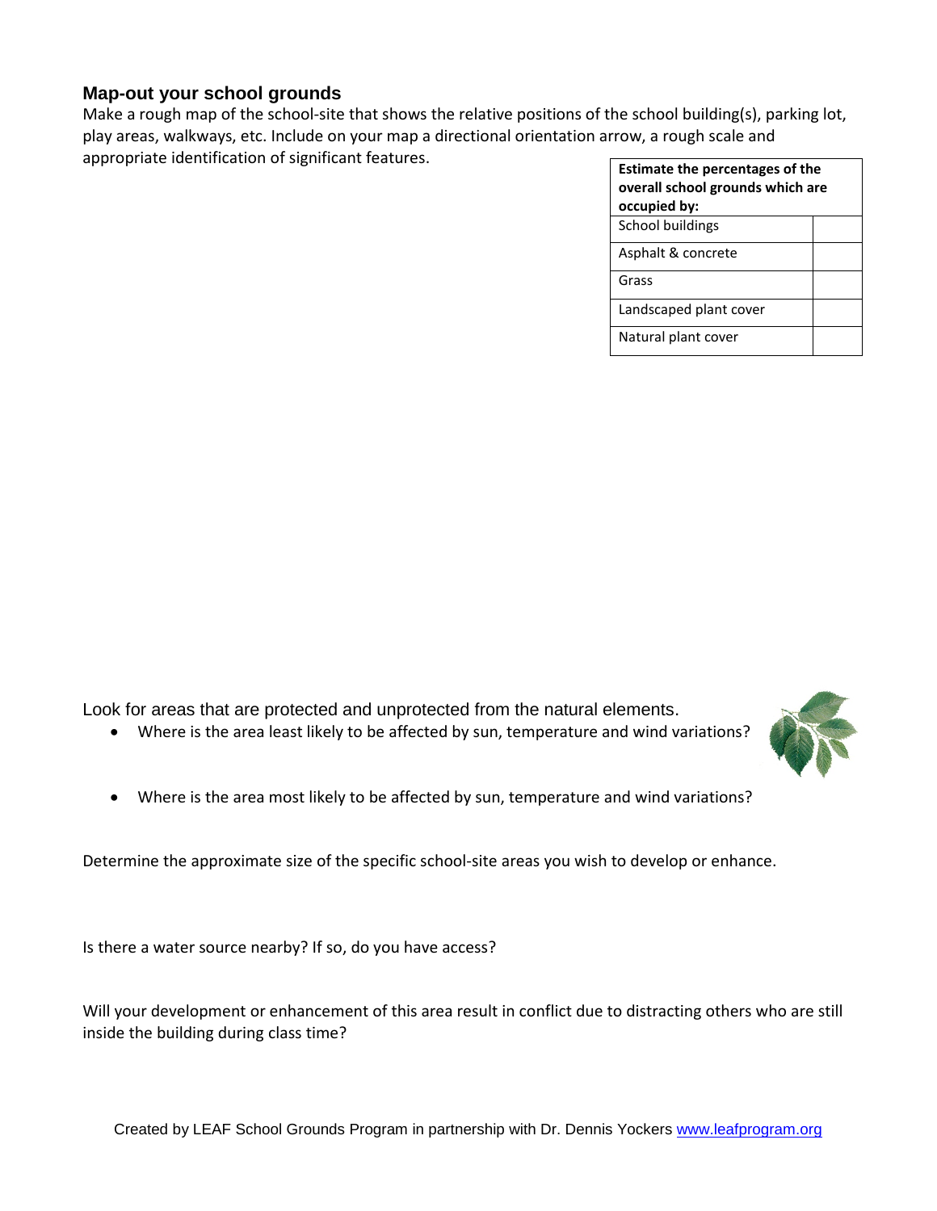## Map-out your school grounds

Make a rough map of the school-site that shows the relative positions of the school building(s), parking lot, play areas, walkways, etc. Include on your map a directional orientation arrow, a rough scale and appropriate identification of significant features.

| **Estimate the percentages of the overall school grounds which are occupied by:** | |
|---|---|
| School buildings | |
| Asphalt & concrete | |
| Grass | |
| Landscaped plant cover | |
| Natural plant cover | |

Look for areas that are protected and unprotected from the natural elements.

- Where is the area least likely to be affected by sun, temperature and wind variations?

- Where is the area most likely to be affected by sun, temperature and wind variations?

Determine the approximate size of the specific school-site areas you wish to develop or enhance.

Is there a water source nearby? If so, do you have access?

Will your development or enhancement of this area result in conflict due to distracting others who are still inside the building during class time?

Created by LEAF School Grounds Program in partnership with Dr. Dennis Yockers www.leafprogram.org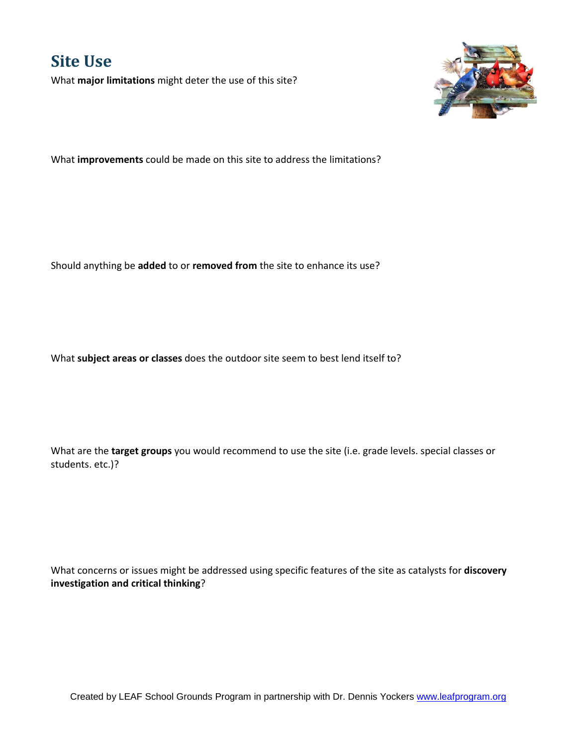# Site Use

What **major limitations** might deter the use of this site?

What **improvements** could be made on this site to address the limitations?

Should anything be **added** to or **removed from** the site to enhance its use?

What **subject areas or classes** does the outdoor site seem to best lend itself to?

What are the **target groups** you would recommend to use the site (i.e. grade levels. special classes or students. etc.)?

What concerns or issues might be addressed using specific features of the site as catalysts for **discovery investigation and critical thinking**?

Created by LEAF School Grounds Program in partnership with Dr. Dennis Yockers www.leafprogram.org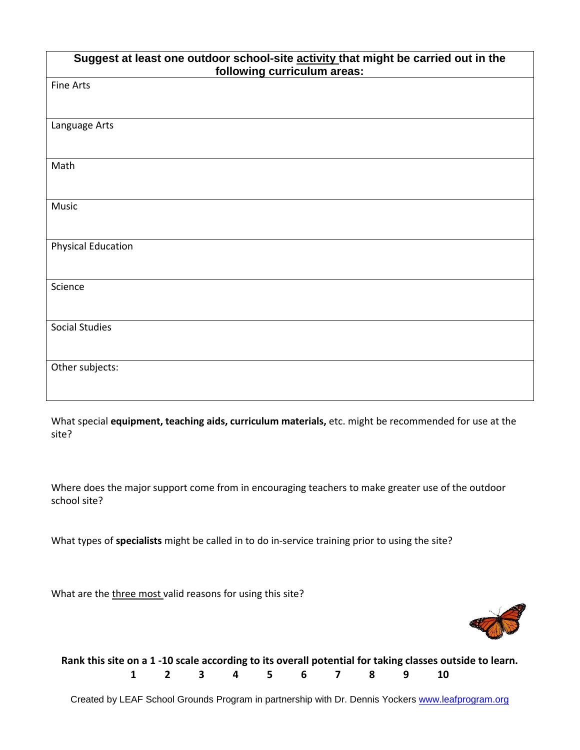| Suggest at least one outdoor school-site activity that might be carried out in the following curriculum areas: |
|---|
| Fine Arts |
| Language Arts |
| Math |
| Music |
| Physical Education |
| Science |
| Social Studies |
| Other subjects: |

What special **equipment, teaching aids, curriculum materials,** etc. might be recommended for use at the site?

Where does the major support come from in encouraging teachers to make greater use of the outdoor school site?

What types of **specialists** might be called in to do in-service training prior to using the site?

What are the three most valid reasons for using this site?

**Rank this site on a 1 -10 scale according to its overall potential for taking classes outside to learn.**

**1 2 3 4 5 6 7 8 9 10**

Created by LEAF School Grounds Program in partnership with Dr. Dennis Yockers www.leafprogram.org